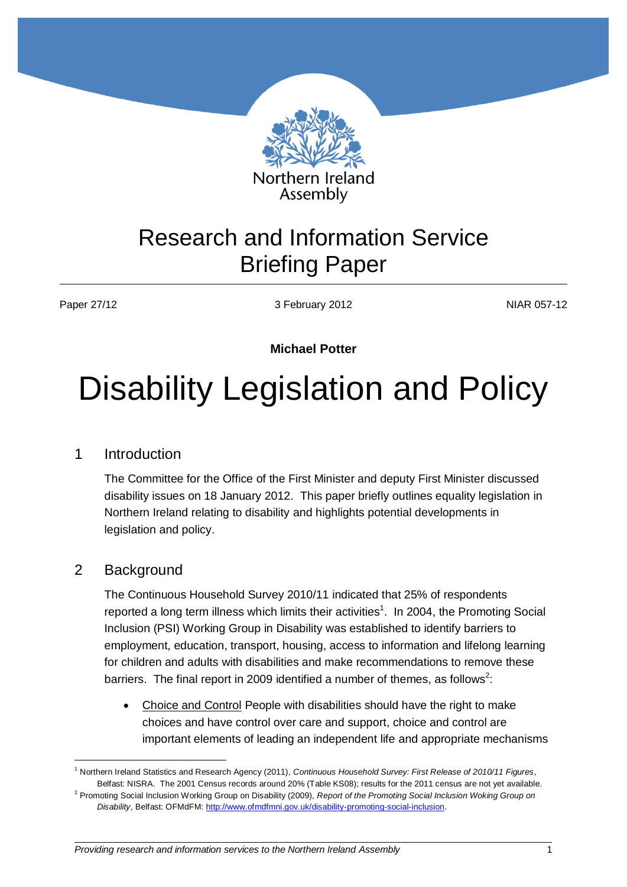Northern Ireland Assembly

# Research and Information Service Briefing Paper

Paper 27/12 | 3 February 2012 | NIAR 057-12

**Michael Potter**

# Disability Legislation and Policy

## 1 Introduction

The Committee for the Office of the First Minister and deputy First Minister discussed disability issues on 18 January 2012. This paper briefly outlines equality legislation in Northern Ireland relating to disability and highlights potential developments in legislation and policy.

## 2 Background

The Continuous Household Survey 2010/11 indicated that 25% of respondents reported a long term illness which limits their activities[1]. In 2004, the Promoting Social Inclusion (PSI) Working Group in Disability was established to identify barriers to employment, education, transport, housing, access to information and lifelong learning for children and adults with disabilities and make recommendations to remove these barriers. The final report in 2009 identified a number of themes, as follows[2]:

- Choice and Control People with disabilities should have the right to make choices and have control over care and support, choice and control are important elements of leading an independent life and appropriate mechanisms

---

[1] Northern Ireland Statistics and Research Agency (2011), *Continuous Household Survey: First Release of 2010/11 Figures*, Belfast: NISRA. The 2001 Census records around 20% (Table KS08); results for the 2011 census are not yet available.

[2] Promoting Social Inclusion Working Group on Disability (2009), *Report of the Promoting Social Inclusion Woking Group on Disability*, Belfast: OFMdFM: http://www.ofmdfmni.gov.uk/disability-promoting-social-inclusion.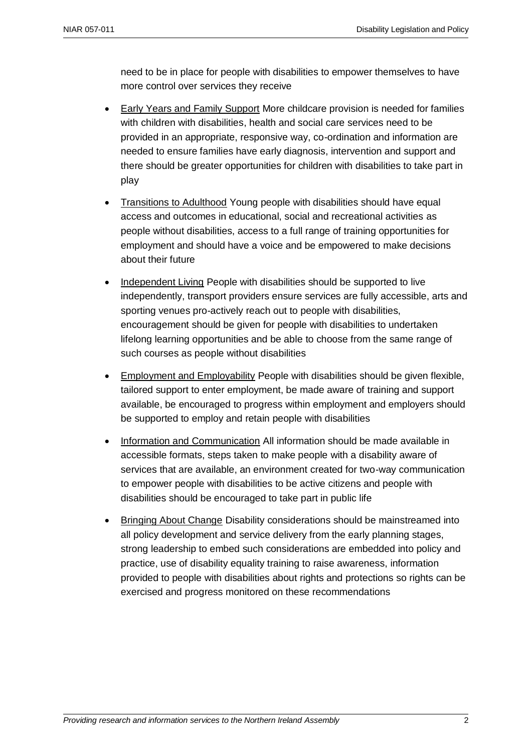need to be in place for people with disabilities to empower themselves to have more control over services they receive

- Early Years and Family Support More childcare provision is needed for families with children with disabilities, health and social care services need to be provided in an appropriate, responsive way, co-ordination and information are needed to ensure families have early diagnosis, intervention and support and there should be greater opportunities for children with disabilities to take part in play
- Transitions to Adulthood Young people with disabilities should have equal access and outcomes in educational, social and recreational activities as people without disabilities, access to a full range of training opportunities for employment and should have a voice and be empowered to make decisions about their future
- Independent Living People with disabilities should be supported to live independently, transport providers ensure services are fully accessible, arts and sporting venues pro-actively reach out to people with disabilities, encouragement should be given for people with disabilities to undertaken lifelong learning opportunities and be able to choose from the same range of such courses as people without disabilities
- Employment and Employability People with disabilities should be given flexible, tailored support to enter employment, be made aware of training and support available, be encouraged to progress within employment and employers should be supported to employ and retain people with disabilities
- Information and Communication All information should be made available in accessible formats, steps taken to make people with a disability aware of services that are available, an environment created for two-way communication to empower people with disabilities to be active citizens and people with disabilities should be encouraged to take part in public life
- Bringing About Change Disability considerations should be mainstreamed into all policy development and service delivery from the early planning stages, strong leadership to embed such considerations are embedded into policy and practice, use of disability equality training to raise awareness, information provided to people with disabilities about rights and protections so rights can be exercised and progress monitored on these recommendations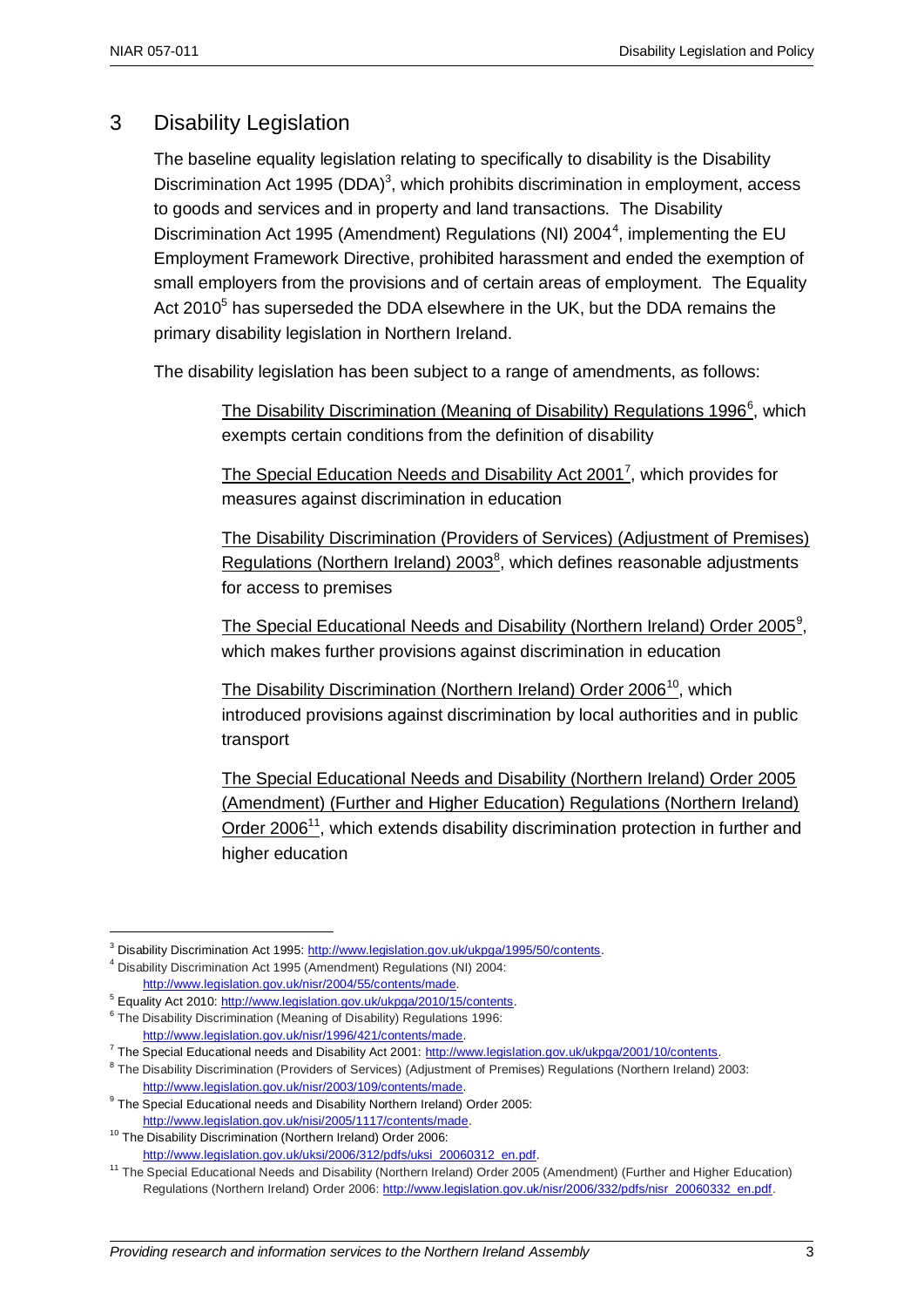## 3 Disability Legislation

The baseline equality legislation relating to specifically to disability is the Disability Discrimination Act 1995 (DDA)[3], which prohibits discrimination in employment, access to goods and services and in property and land transactions. The Disability Discrimination Act 1995 (Amendment) Regulations (NI) 2004[4], implementing the EU Employment Framework Directive, prohibited harassment and ended the exemption of small employers from the provisions and of certain areas of employment. The Equality Act 2010[5] has superseded the DDA elsewhere in the UK, but the DDA remains the primary disability legislation in Northern Ireland.

The disability legislation has been subject to a range of amendments, as follows:

> The Disability Discrimination (Meaning of Disability) Regulations 1996[6], which exempts certain conditions from the definition of disability
>
> The Special Education Needs and Disability Act 2001[7], which provides for measures against discrimination in education
>
> The Disability Discrimination (Providers of Services) (Adjustment of Premises) Regulations (Northern Ireland) 2003[8], which defines reasonable adjustments for access to premises
>
> The Special Educational Needs and Disability (Northern Ireland) Order 2005[9], which makes further provisions against discrimination in education
>
> The Disability Discrimination (Northern Ireland) Order 2006[10], which introduced provisions against discrimination by local authorities and in public transport
>
> The Special Educational Needs and Disability (Northern Ireland) Order 2005 (Amendment) (Further and Higher Education) Regulations (Northern Ireland) Order 2006[11], which extends disability discrimination protection in further and higher education

---

[3] Disability Discrimination Act 1995: http://www.legislation.gov.uk/ukpga/1995/50/contents.

[4] Disability Discrimination Act 1995 (Amendment) Regulations (NI) 2004: http://www.legislation.gov.uk/nisr/2004/55/contents/made.

[5] Equality Act 2010: http://www.legislation.gov.uk/ukpga/2010/15/contents.

[6] The Disability Discrimination (Meaning of Disability) Regulations 1996: http://www.legislation.gov.uk/nisr/1996/421/contents/made.

[7] The Special Educational needs and Disability Act 2001: http://www.legislation.gov.uk/ukpga/2001/10/contents.

[8] The Disability Discrimination (Providers of Services) (Adjustment of Premises) Regulations (Northern Ireland) 2003: http://www.legislation.gov.uk/nisr/2003/109/contents/made.

[9] The Special Educational needs and Disability Northern Ireland) Order 2005: http://www.legislation.gov.uk/nisi/2005/1117/contents/made.

[10] The Disability Discrimination (Northern Ireland) Order 2006: http://www.legislation.gov.uk/uksi/2006/312/pdfs/uksi_20060312_en.pdf.

[11] The Special Educational Needs and Disability (Northern Ireland) Order 2005 (Amendment) (Further and Higher Education) Regulations (Northern Ireland) Order 2006: http://www.legislation.gov.uk/nisr/2006/332/pdfs/nisr_20060332_en.pdf.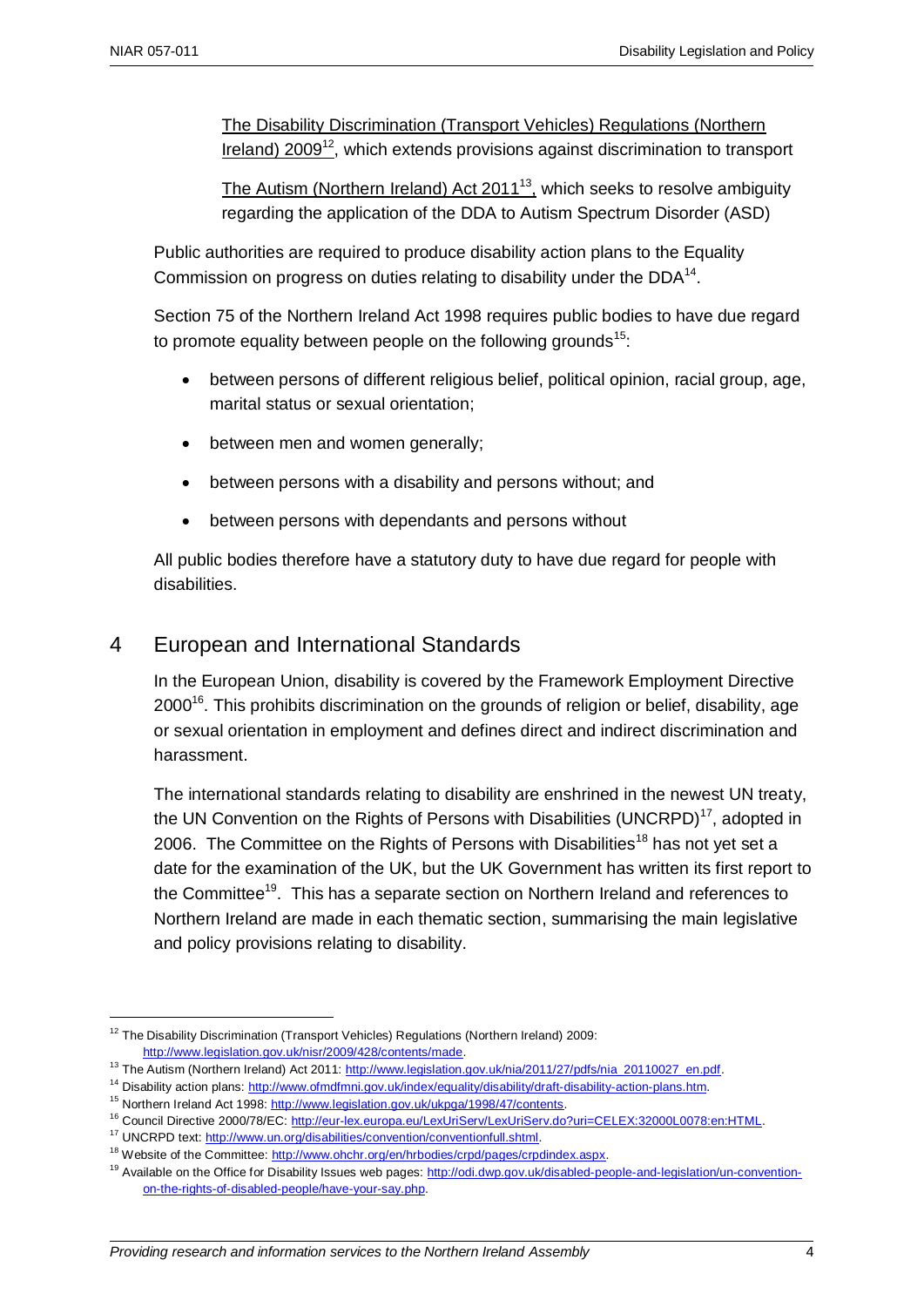The Disability Discrimination (Transport Vehicles) Regulations (Northern Ireland) 2009[12], which extends provisions against discrimination to transport

The Autism (Northern Ireland) Act 2011[13], which seeks to resolve ambiguity regarding the application of the DDA to Autism Spectrum Disorder (ASD)

Public authorities are required to produce disability action plans to the Equality Commission on progress on duties relating to disability under the DDA[14].

Section 75 of the Northern Ireland Act 1998 requires public bodies to have due regard to promote equality between people on the following grounds[15]:

- between persons of different religious belief, political opinion, racial group, age, marital status or sexual orientation;
- between men and women generally;
- between persons with a disability and persons without; and
- between persons with dependants and persons without

All public bodies therefore have a statutory duty to have due regard for people with disabilities.

## 4 European and International Standards

In the European Union, disability is covered by the Framework Employment Directive 2000[16]. This prohibits discrimination on the grounds of religion or belief, disability, age or sexual orientation in employment and defines direct and indirect discrimination and harassment.

The international standards relating to disability are enshrined in the newest UN treaty, the UN Convention on the Rights of Persons with Disabilities (UNCRPD)[17], adopted in 2006. The Committee on the Rights of Persons with Disabilities[18] has not yet set a date for the examination of the UK, but the UK Government has written its first report to the Committee[19]. This has a separate section on Northern Ireland and references to Northern Ireland are made in each thematic section, summarising the main legislative and policy provisions relating to disability.

---

[12] The Disability Discrimination (Transport Vehicles) Regulations (Northern Ireland) 2009: http://www.legislation.gov.uk/nisr/2009/428/contents/made.

[13] The Autism (Northern Ireland) Act 2011: http://www.legislation.gov.uk/nia/2011/27/pdfs/nia_20110027_en.pdf.

[14] Disability action plans: http://www.ofmdfmni.gov.uk/index/equality/disability/draft-disability-action-plans.htm.

[15] Northern Ireland Act 1998: http://www.legislation.gov.uk/ukpga/1998/47/contents.

[16] Council Directive 2000/78/EC: http://eur-lex.europa.eu/LexUriServ/LexUriServ.do?uri=CELEX:32000L0078:en:HTML.

[17] UNCRPD text: http://www.un.org/disabilities/convention/conventionfull.shtml.

[18] Website of the Committee: http://www.ohchr.org/en/hrbodies/crpd/pages/crpdindex.aspx.

[19] Available on the Office for Disability Issues web pages: http://odi.dwp.gov.uk/disabled-people-and-legislation/un-convention-on-the-rights-of-disabled-people/have-your-say.php.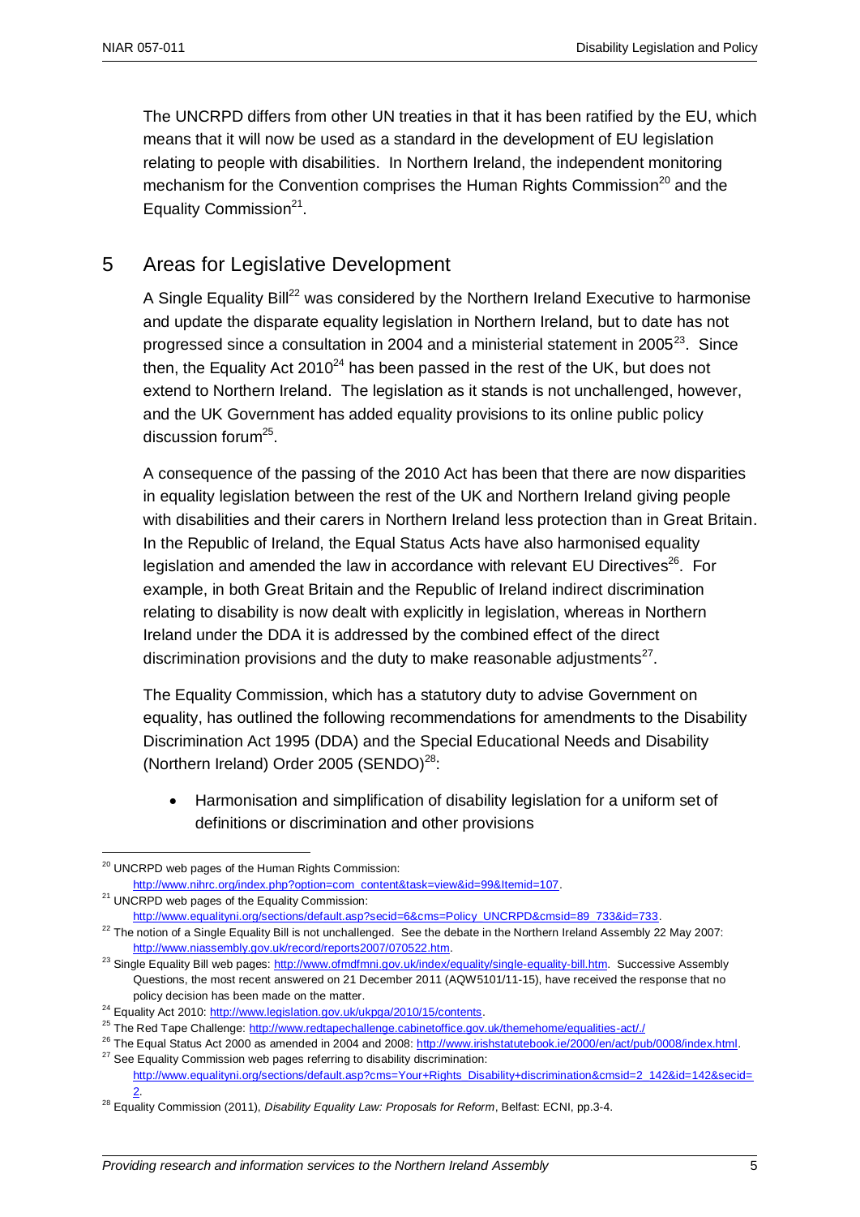The UNCRPD differs from other UN treaties in that it has been ratified by the EU, which means that it will now be used as a standard in the development of EU legislation relating to people with disabilities. In Northern Ireland, the independent monitoring mechanism for the Convention comprises the Human Rights Commission[20] and the Equality Commission[21].

## 5 Areas for Legislative Development

A Single Equality Bill[22] was considered by the Northern Ireland Executive to harmonise and update the disparate equality legislation in Northern Ireland, but to date has not progressed since a consultation in 2004 and a ministerial statement in 2005[23]. Since then, the Equality Act 2010[24] has been passed in the rest of the UK, but does not extend to Northern Ireland. The legislation as it stands is not unchallenged, however, and the UK Government has added equality provisions to its online public policy discussion forum[25].

A consequence of the passing of the 2010 Act has been that there are now disparities in equality legislation between the rest of the UK and Northern Ireland giving people with disabilities and their carers in Northern Ireland less protection than in Great Britain. In the Republic of Ireland, the Equal Status Acts have also harmonised equality legislation and amended the law in accordance with relevant EU Directives[26]. For example, in both Great Britain and the Republic of Ireland indirect discrimination relating to disability is now dealt with explicitly in legislation, whereas in Northern Ireland under the DDA it is addressed by the combined effect of the direct discrimination provisions and the duty to make reasonable adjustments[27].

The Equality Commission, which has a statutory duty to advise Government on equality, has outlined the following recommendations for amendments to the Disability Discrimination Act 1995 (DDA) and the Special Educational Needs and Disability (Northern Ireland) Order 2005 (SENDO)[28]:

- Harmonisation and simplification of disability legislation for a uniform set of definitions or discrimination and other provisions

---

[20] UNCRPD web pages of the Human Rights Commission: http://www.nihrc.org/index.php?option=com_content&task=view&id=99&Itemid=107.

[21] UNCRPD web pages of the Equality Commission: http://www.equalityni.org/sections/default.asp?secid=6&cms=Policy_UNCRPD&cmsid=89_733&id=733.

[22] The notion of a Single Equality Bill is not unchallenged. See the debate in the Northern Ireland Assembly 22 May 2007: http://www.niassembly.gov.uk/record/reports2007/070522.htm.

[23] Single Equality Bill web pages: http://www.ofmdfmni.gov.uk/index/equality/single-equality-bill.htm. Successive Assembly Questions, the most recent answered on 21 December 2011 (AQW5101/11-15), have received the response that no policy decision has been made on the matter.

[24] Equality Act 2010: http://www.legislation.gov.uk/ukpga/2010/15/contents.

[25] The Red Tape Challenge: http://www.redtapechallenge.cabinetoffice.gov.uk/themehome/equalities-act/./

[26] The Equal Status Act 2000 as amended in 2004 and 2008: http://www.irishstatutebook.ie/2000/en/act/pub/0008/index.html.

[27] See Equality Commission web pages referring to disability discrimination: http://www.equalityni.org/sections/default.asp?cms=Your+Rights_Disability+discrimination&cmsid=2_142&id=142&secid=2.

[28] Equality Commission (2011), *Disability Equality Law: Proposals for Reform*, Belfast: ECNI, pp.3-4.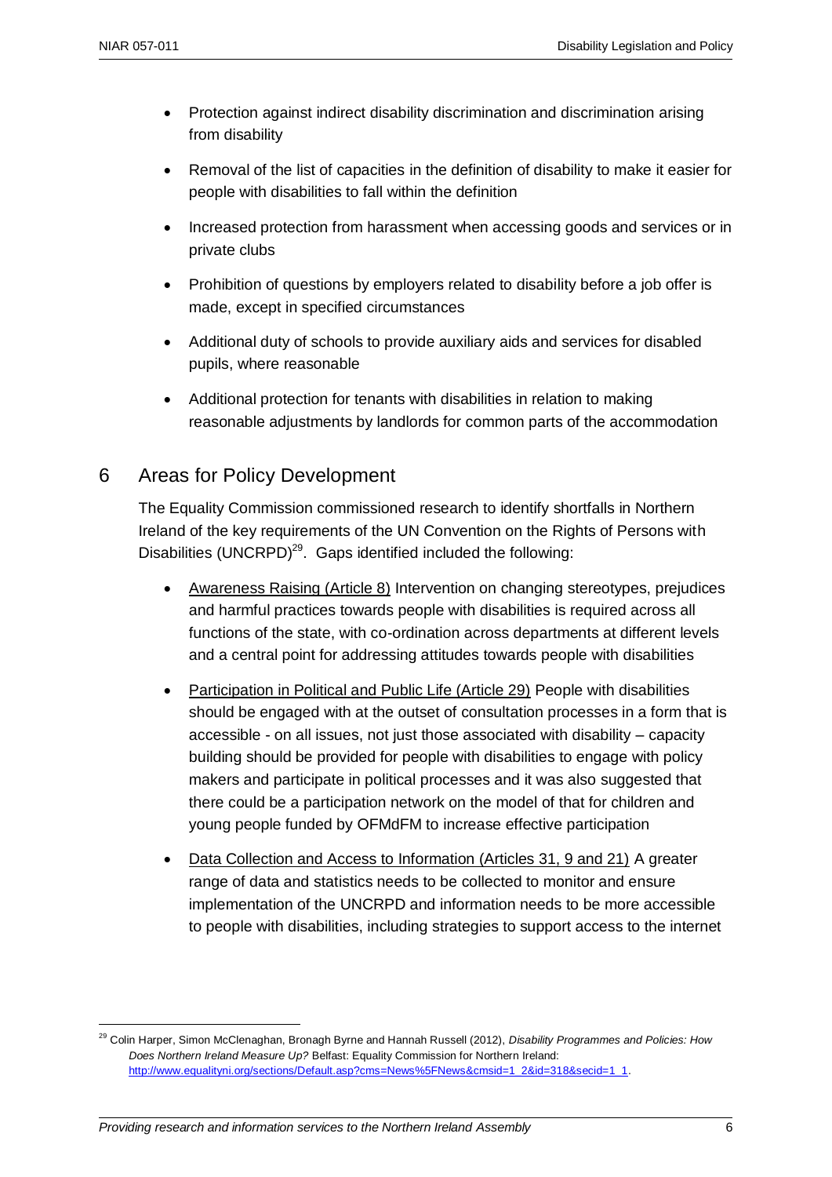- Protection against indirect disability discrimination and discrimination arising from disability
- Removal of the list of capacities in the definition of disability to make it easier for people with disabilities to fall within the definition
- Increased protection from harassment when accessing goods and services or in private clubs
- Prohibition of questions by employers related to disability before a job offer is made, except in specified circumstances
- Additional duty of schools to provide auxiliary aids and services for disabled pupils, where reasonable
- Additional protection for tenants with disabilities in relation to making reasonable adjustments by landlords for common parts of the accommodation

## 6 Areas for Policy Development

The Equality Commission commissioned research to identify shortfalls in Northern Ireland of the key requirements of the UN Convention on the Rights of Persons with Disabilities (UNCRPD)[29]. Gaps identified included the following:

- Awareness Raising (Article 8) Intervention on changing stereotypes, prejudices and harmful practices towards people with disabilities is required across all functions of the state, with co-ordination across departments at different levels and a central point for addressing attitudes towards people with disabilities
- Participation in Political and Public Life (Article 29) People with disabilities should be engaged with at the outset of consultation processes in a form that is accessible - on all issues, not just those associated with disability – capacity building should be provided for people with disabilities to engage with policy makers and participate in political processes and it was also suggested that there could be a participation network on the model of that for children and young people funded by OFMdFM to increase effective participation
- Data Collection and Access to Information (Articles 31, 9 and 21) A greater range of data and statistics needs to be collected to monitor and ensure implementation of the UNCRPD and information needs to be more accessible to people with disabilities, including strategies to support access to the internet

---

[29] Colin Harper, Simon McClenaghan, Bronagh Byrne and Hannah Russell (2012), *Disability Programmes and Policies: How Does Northern Ireland Measure Up?* Belfast: Equality Commission for Northern Ireland: http://www.equalityni.org/sections/Default.asp?cms=News%5FNews&cmsid=1_2&id=318&secid=1_1.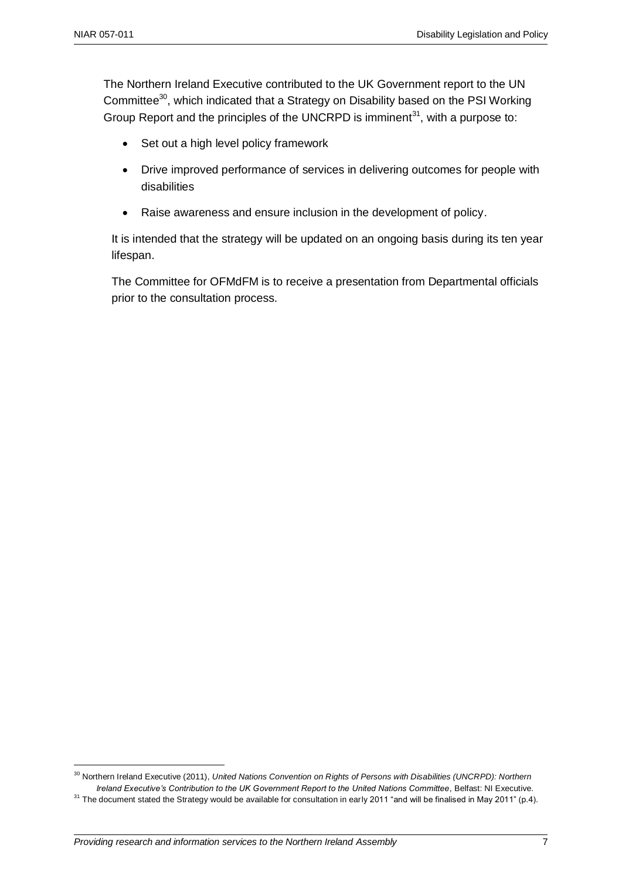The Northern Ireland Executive contributed to the UK Government report to the UN Committee[30], which indicated that a Strategy on Disability based on the PSI Working Group Report and the principles of the UNCRPD is imminent[31], with a purpose to:

- Set out a high level policy framework
- Drive improved performance of services in delivering outcomes for people with disabilities
- Raise awareness and ensure inclusion in the development of policy.

It is intended that the strategy will be updated on an ongoing basis during its ten year lifespan.

The Committee for OFMdFM is to receive a presentation from Departmental officials prior to the consultation process.

---

[30] Northern Ireland Executive (2011), *United Nations Convention on Rights of Persons with Disabilities (UNCRPD): Northern Ireland Executive's Contribution to the UK Government Report to the United Nations Committee*, Belfast: NI Executive.

[31] The document stated the Strategy would be available for consultation in early 2011 "and will be finalised in May 2011" (p.4).